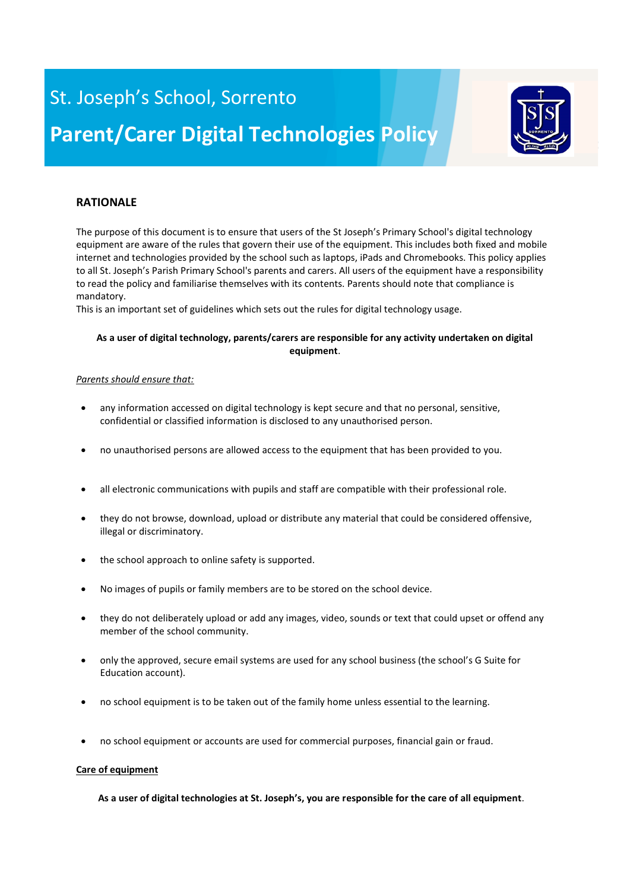# St. Joseph's School, Sorrento

## Parent/Carer Digital Technologies Policy

### RATIONALE

The purpose of this document is to ensure that users of the St Joseph's Primary School's digital technology equipment are aware of the rules that govern their use of the equipment. This includes both fixed and mobile internet and technologies provided by the school such as laptops, iPads and Chromebooks. This policy applies to all St. Joseph's Parish Primary School's parents and carers. All users of the equipment have a responsibility to read the policy and familiarise themselves with its contents. Parents should note that compliance is mandatory.
This is an important set of guidelines which sets out the rules for digital technology usage.

**As a user of digital technology, parents/carers are responsible for any activity undertaken on digital equipment**.

*Parents should ensure that:*

- any information accessed on digital technology is kept secure and that no personal, sensitive, confidential or classified information is disclosed to any unauthorised person.
- no unauthorised persons are allowed access to the equipment that has been provided to you.
- all electronic communications with pupils and staff are compatible with their professional role.
- they do not browse, download, upload or distribute any material that could be considered offensive, illegal or discriminatory.
- the school approach to online safety is supported.
- No images of pupils or family members are to be stored on the school device.
- they do not deliberately upload or add any images, video, sounds or text that could upset or offend any member of the school community.
- only the approved, secure email systems are used for any school business (the school's G Suite for Education account).
- no school equipment is to be taken out of the family home unless essential to the learning.
- no school equipment or accounts are used for commercial purposes, financial gain or fraud.

**Care of equipment**

**As a user of digital technologies at St. Joseph's, you are responsible for the care of all equipment**.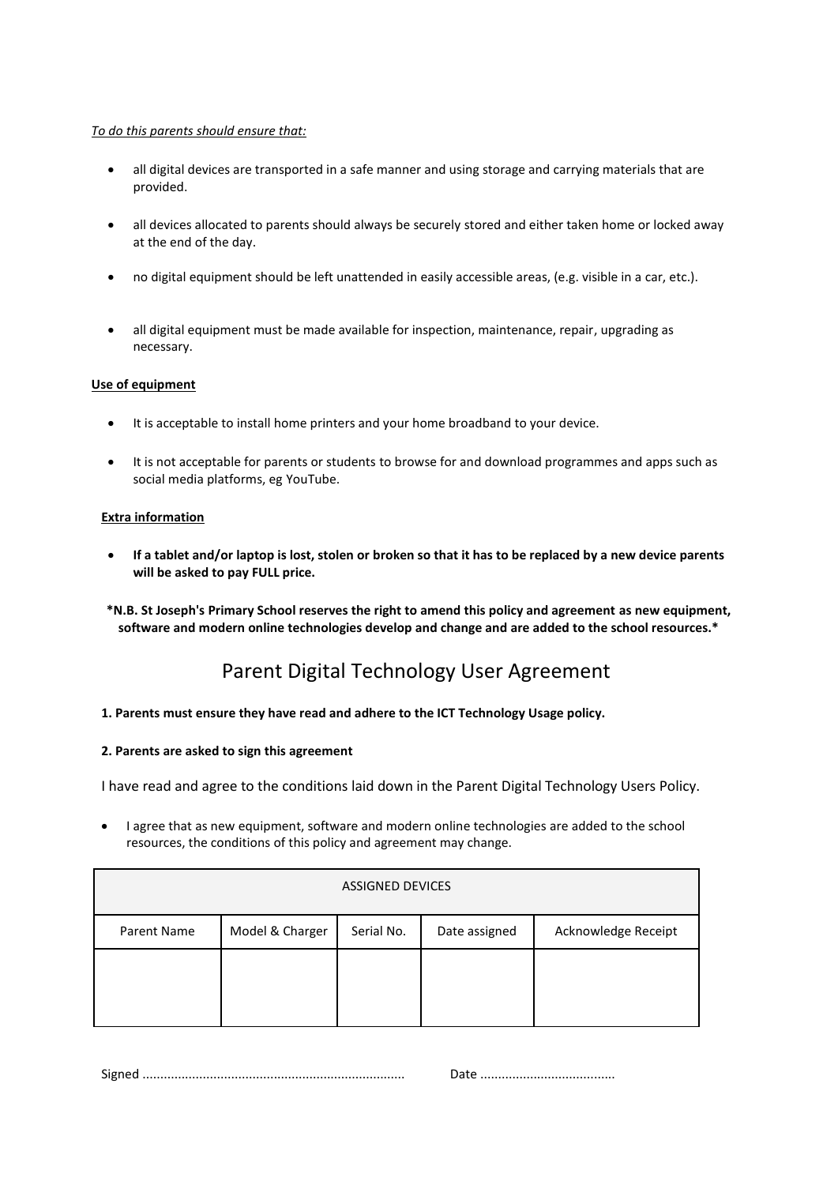*To do this parents should ensure that:*

- all digital devices are transported in a safe manner and using storage and carrying materials that are provided.
- all devices allocated to parents should always be securely stored and either taken home or locked away at the end of the day.
- no digital equipment should be left unattended in easily accessible areas, (e.g. visible in a car, etc.).
- all digital equipment must be made available for inspection, maintenance, repair, upgrading as necessary.

**Use of equipment**

- It is acceptable to install home printers and your home broadband to your device.
- It is not acceptable for parents or students to browse for and download programmes and apps such as social media platforms, eg YouTube.

**Extra information**

- **If a tablet and/or laptop is lost, stolen or broken so that it has to be replaced by a new device parents will be asked to pay FULL price.**

**\*N.B. St Joseph's Primary School reserves the right to amend this policy and agreement as new equipment, software and modern online technologies develop and change and are added to the school resources.\***

# Parent Digital Technology User Agreement

**1. Parents must ensure they have read and adhere to the ICT Technology Usage policy.**

**2. Parents are asked to sign this agreement**

I have read and agree to the conditions laid down in the Parent Digital Technology Users Policy.

- I agree that as new equipment, software and modern online technologies are added to the school resources, the conditions of this policy and agreement may change.

| ASSIGNED DEVICES | | | | |
|---|---|---|---|---|
| Parent Name | Model & Charger | Serial No. | Date assigned | Acknowledge Receipt |
| | | | | |

Signed .........................................................................    Date .....................................